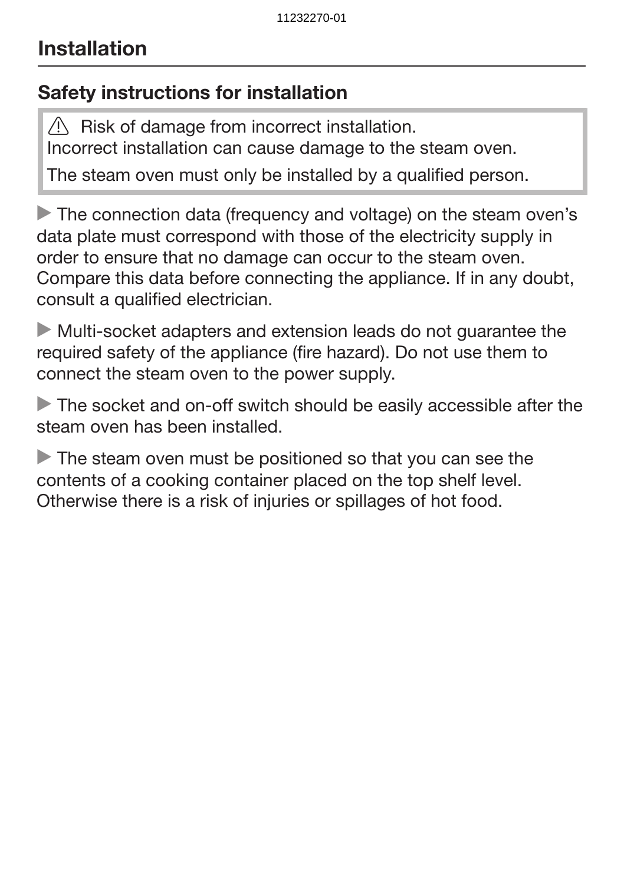# Installation

## Safety instructions for installation

> ⚠ Risk of damage from incorrect installation.
> Incorrect installation can cause damage to the steam oven.
>
> The steam oven must only be installed by a qualified person.

▶ The connection data (frequency and voltage) on the steam oven's data plate must correspond with those of the electricity supply in order to ensure that no damage can occur to the steam oven. Compare this data before connecting the appliance. If in any doubt, consult a qualified electrician.

▶ Multi-socket adapters and extension leads do not guarantee the required safety of the appliance (fire hazard). Do not use them to connect the steam oven to the power supply.

▶ The socket and on-off switch should be easily accessible after the steam oven has been installed.

▶ The steam oven must be positioned so that you can see the contents of a cooking container placed on the top shelf level. Otherwise there is a risk of injuries or spillages of hot food.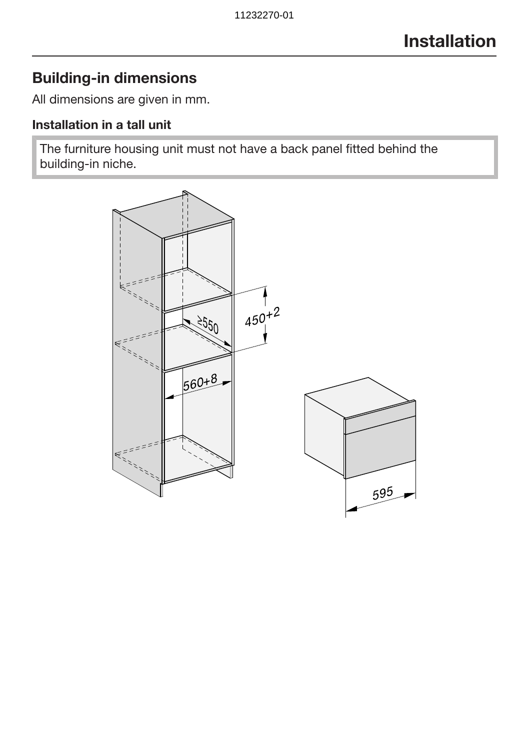# Installation

## Building-in dimensions

All dimensions are given in mm.

### Installation in a tall unit

The furniture housing unit must not have a back panel fitted behind the building-in niche.

≥550

$450^{+2}$

$560^{+8}$

595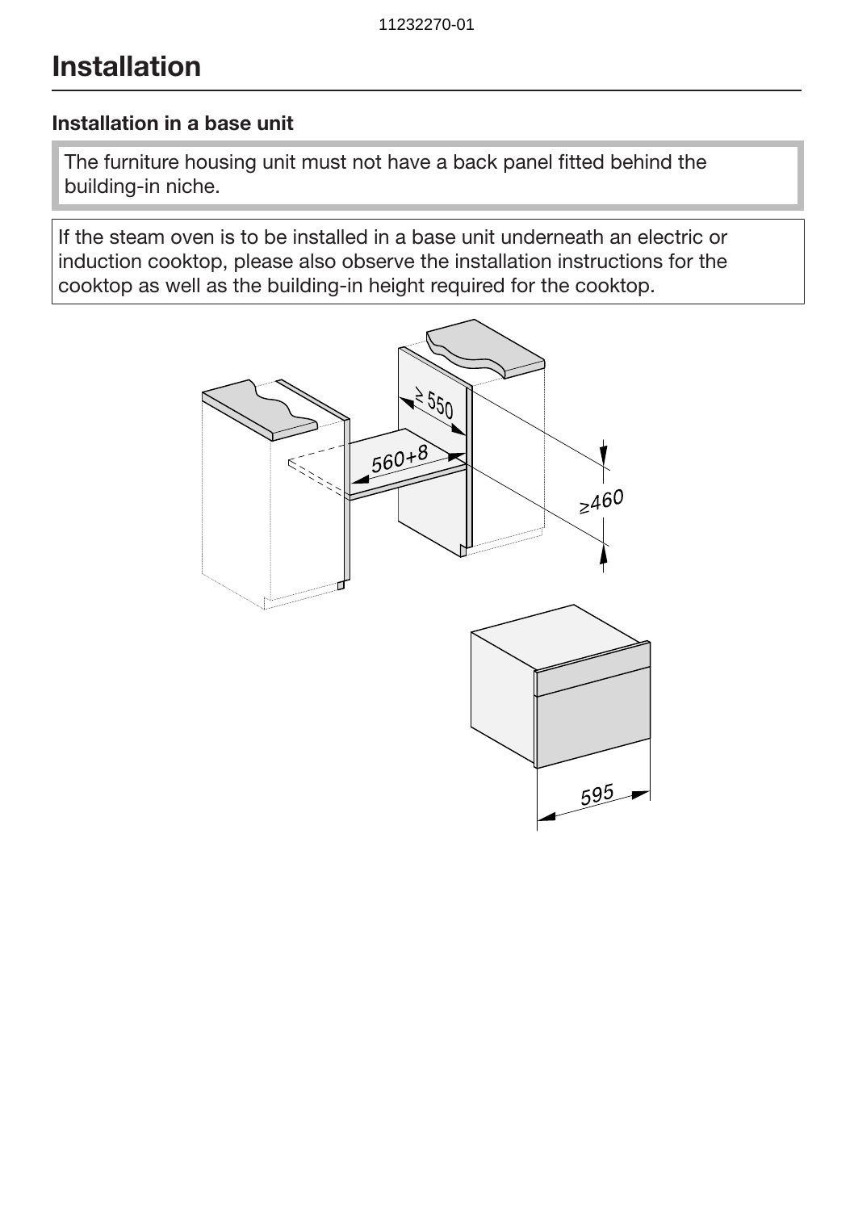# Installation

### Installation in a base unit

The furniture housing unit must not have a back panel fitted behind the building-in niche.

If the steam oven is to be installed in a base unit underneath an electric or induction cooktop, please also observe the installation instructions for the cooktop as well as the building-in height required for the cooktop.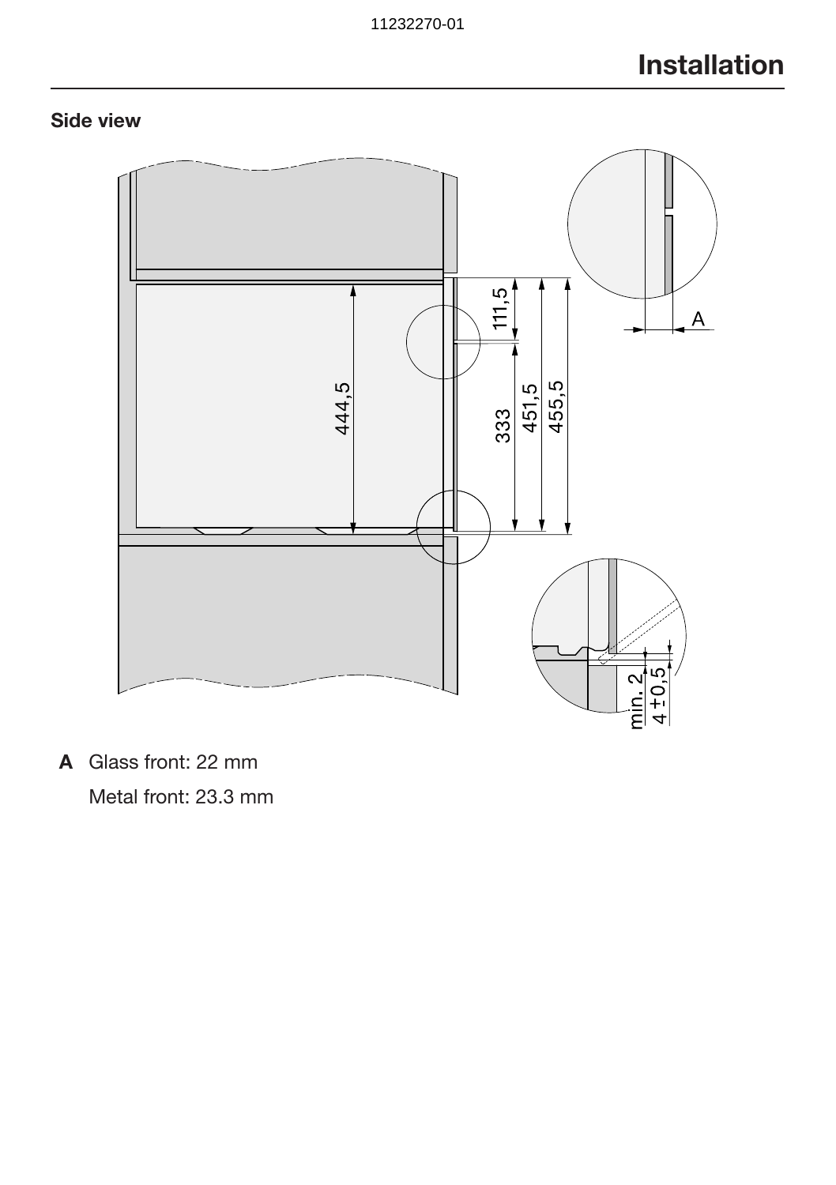# Installation

**Side view**

**A** Glass front: 22 mm

Metal front: 23.3 mm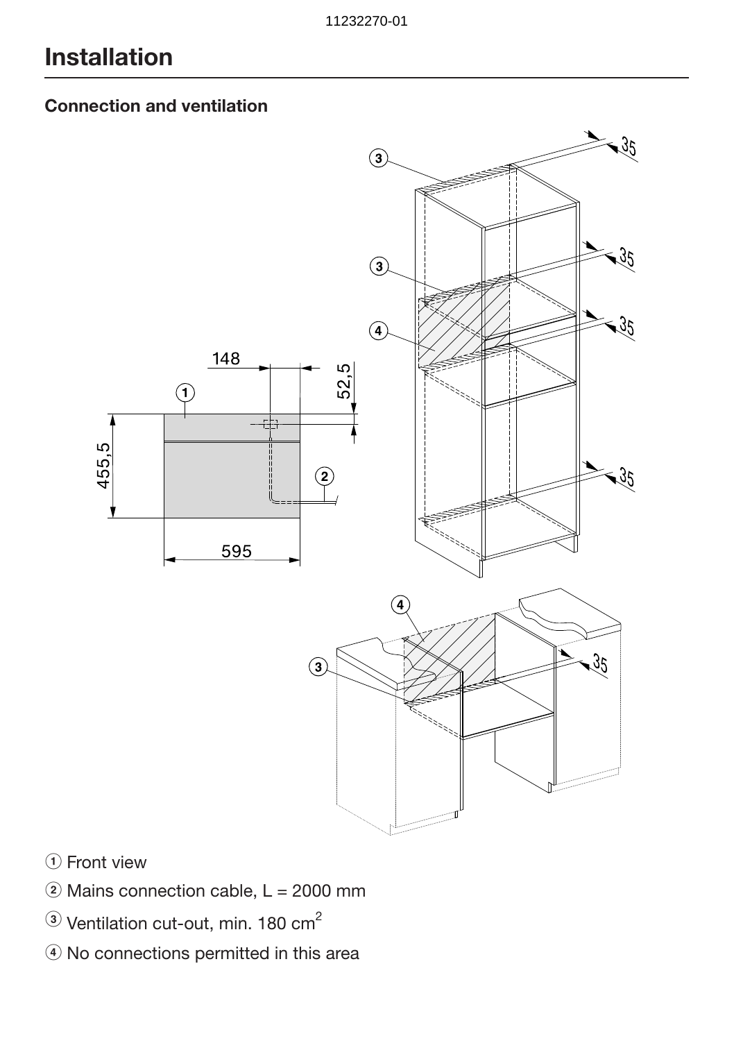# Installation

## Connection and ventilation

① Front view

② Mains connection cable, L = 2000 mm

③ Ventilation cut-out, min. 180 $cm^2$

④ No connections permitted in this area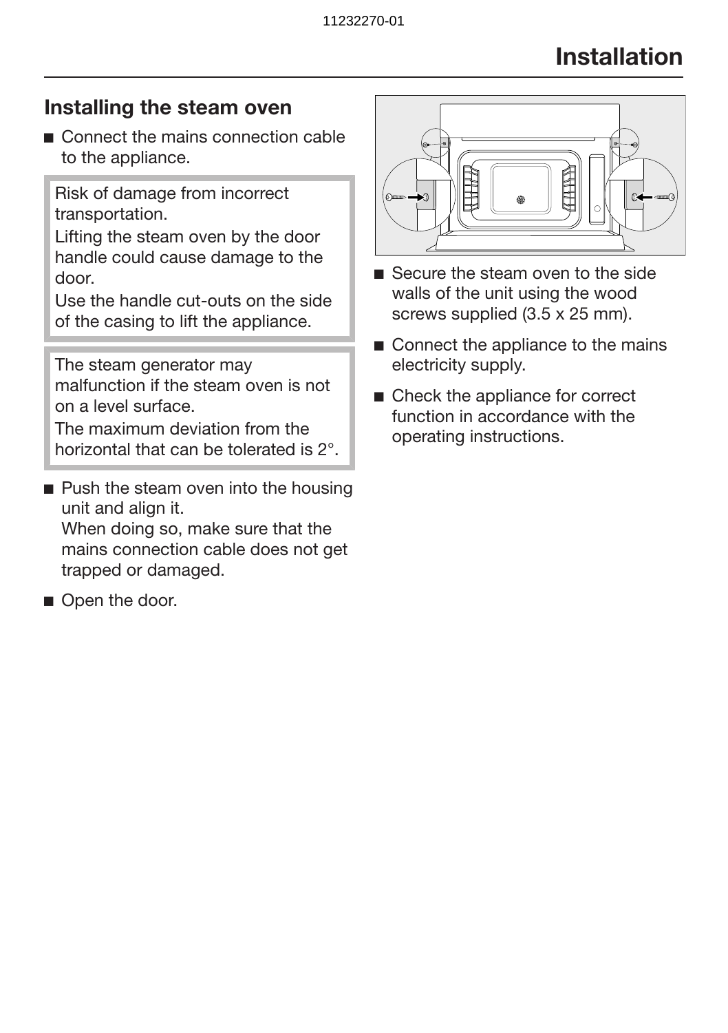# Installation

## Installing the steam oven

- Connect the mains connection cable to the appliance.

> Risk of damage from incorrect transportation.
> Lifting the steam oven by the door handle could cause damage to the door.
> Use the handle cut-outs on the side of the casing to lift the appliance.

> The steam generator may malfunction if the steam oven is not on a level surface.
> The maximum deviation from the horizontal that can be tolerated is 2°.

- Push the steam oven into the housing unit and align it.
  When doing so, make sure that the mains connection cable does not get trapped or damaged.
- Open the door.
- Secure the steam oven to the side walls of the unit using the wood screws supplied (3.5 x 25 mm).
- Connect the appliance to the mains electricity supply.
- Check the appliance for correct function in accordance with the operating instructions.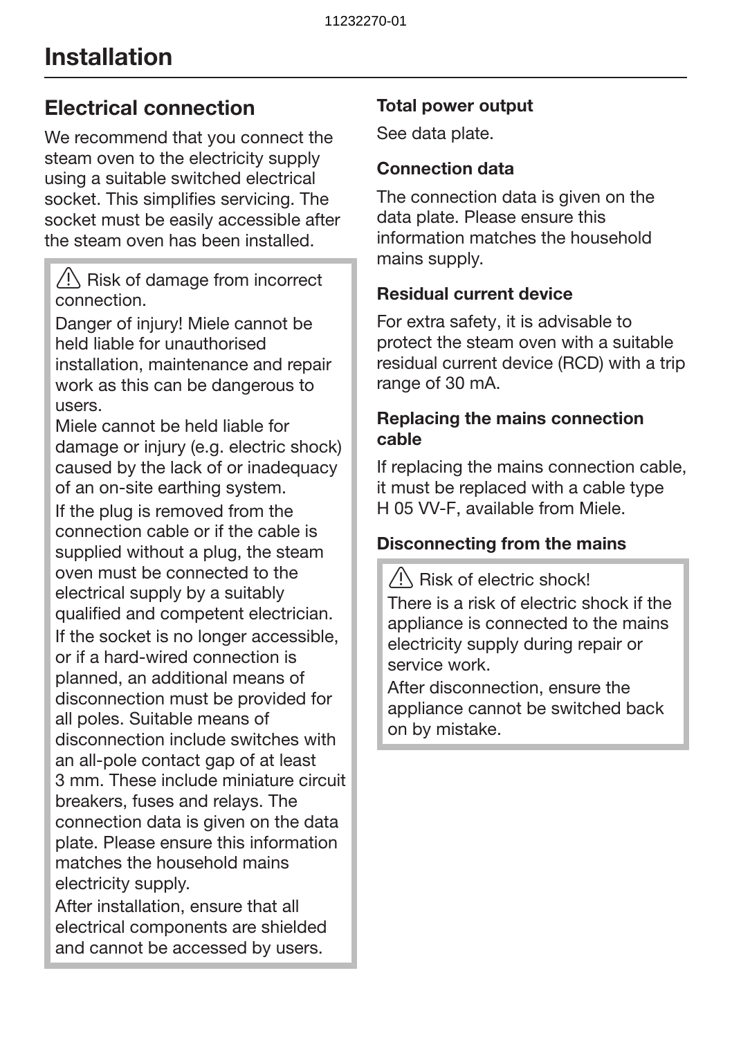# Installation

## Electrical connection

We recommend that you connect the steam oven to the electricity supply using a suitable switched electrical socket. This simplifies servicing. The socket must be easily accessible after the steam oven has been installed.

> ⚠ Risk of damage from incorrect connection.
> Danger of injury! Miele cannot be held liable for unauthorised installation, maintenance and repair work as this can be dangerous to users.
> Miele cannot be held liable for damage or injury (e.g. electric shock) caused by the lack of or inadequacy of an on-site earthing system.
> If the plug is removed from the connection cable or if the cable is supplied without a plug, the steam oven must be connected to the electrical supply by a suitably qualified and competent electrician.
> If the socket is no longer accessible, or if a hard-wired connection is planned, an additional means of disconnection must be provided for all poles. Suitable means of disconnection include switches with an all-pole contact gap of at least 3 mm. These include miniature circuit breakers, fuses and relays. The connection data is given on the data plate. Please ensure this information matches the household mains electricity supply.
> After installation, ensure that all electrical components are shielded and cannot be accessed by users.

**Total power output**

See data plate.

**Connection data**

The connection data is given on the data plate. Please ensure this information matches the household mains supply.

**Residual current device**

For extra safety, it is advisable to protect the steam oven with a suitable residual current device (RCD) with a trip range of 30 mA.

**Replacing the mains connection cable**

If replacing the mains connection cable, it must be replaced with a cable type H 05 VV-F, available from Miele.

**Disconnecting from the mains**

> ⚠ Risk of electric shock!
> There is a risk of electric shock if the appliance is connected to the mains electricity supply during repair or service work.
> After disconnection, ensure the appliance cannot be switched back on by mistake.